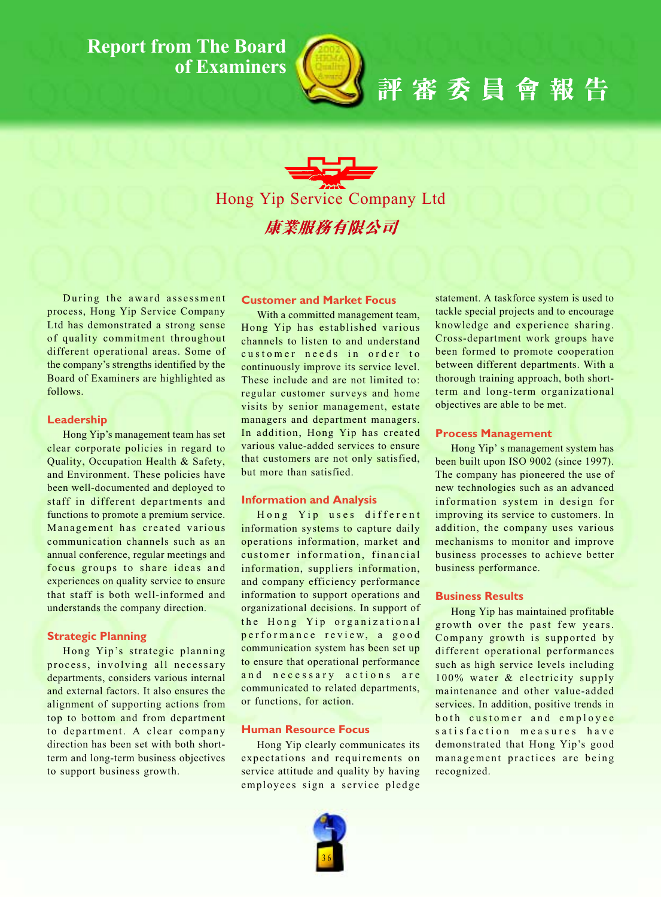# Report from The Board of Examiners

# 評審委員會報告

## Hong Yip Service Company Ltd

## 康業服務有限公司

During the award assessment process, Hong Yip Service Company Ltd has demonstrated a strong sense of quality commitment throughout different operational areas. Some of the company's strengths identified by the Board of Examiners are highlighted as follows.

### Leadership

Hong Yip's management team has set clear corporate policies in regard to Quality, Occupation Health & Safety, and Environment. These policies have been well-documented and deployed to staff in different departments and functions to promote a premium service. Management has created various communication channels such as an annual conference, regular meetings and focus groups to share ideas and experiences on quality service to ensure that staff is both well-informed and understands the company direction.

### Strategic Planning

Hong Yip's strategic planning process, involving all necessary departments, considers various internal and external factors. It also ensures the alignment of supporting actions from top to bottom and from department to department. A clear company direction has been set with both short-term and long-term business objectives to support business growth.

### Customer and Market Focus

With a committed management team, Hong Yip has established various channels to listen to and understand customer needs in order to continuously improve its service level. These include and are not limited to: regular customer surveys and home visits by senior management, estate managers and department managers. In addition, Hong Yip has created various value-added services to ensure that customers are not only satisfied, but more than satisfied.

### Information and Analysis

Hong Yip uses different information systems to capture daily operations information, market and customer information, financial information, suppliers information, and company efficiency performance information to support operations and organizational decisions. In support of the Hong Yip organizational performance review, a good communication system has been set up to ensure that operational performance and necessary actions are communicated to related departments, or functions, for action.

### Human Resource Focus

Hong Yip clearly communicates its expectations and requirements on service attitude and quality by having employees sign a service pledge statement. A taskforce system is used to tackle special projects and to encourage knowledge and experience sharing. Cross-department work groups have been formed to promote cooperation between different departments. With a thorough training approach, both short-term and long-term organizational objectives are able to be met.

### Process Management

Hong Yip' s management system has been built upon ISO 9002 (since 1997). The company has pioneered the use of new technologies such as an advanced information system in design for improving its service to customers. In addition, the company uses various mechanisms to monitor and improve business processes to achieve better business performance.

### Business Results

Hong Yip has maintained profitable growth over the past few years. Company growth is supported by different operational performances such as high service levels including 100% water & electricity supply maintenance and other value-added services. In addition, positive trends in both customer and employee satisfaction measures have demonstrated that Hong Yip's good management practices are being recognized.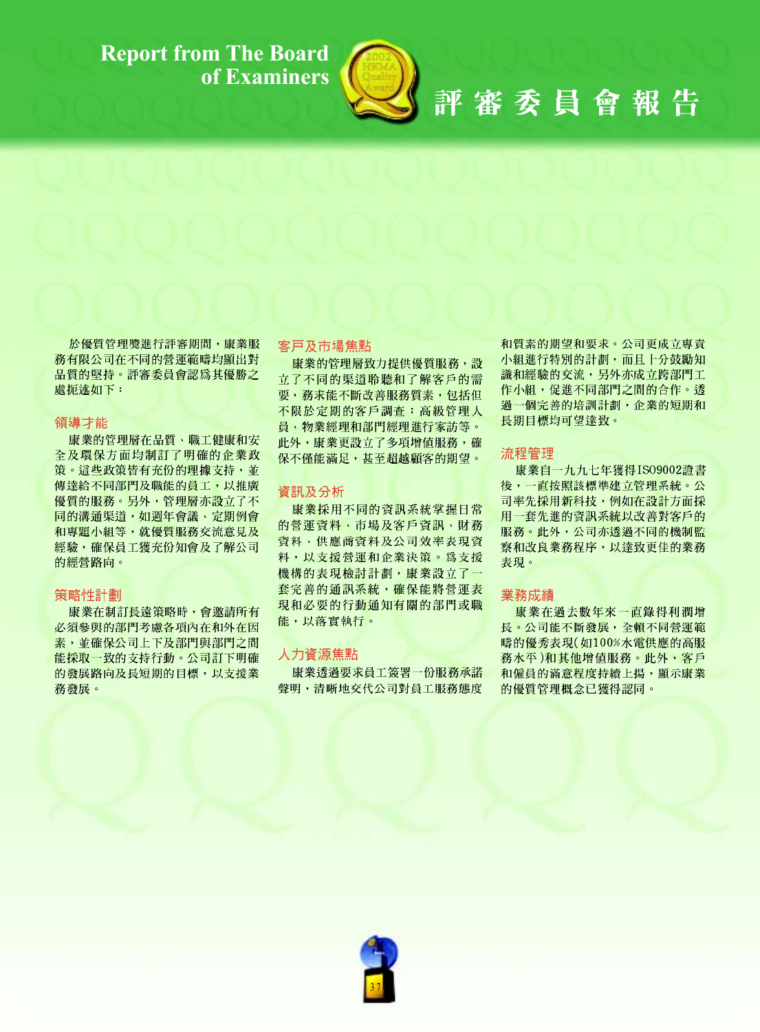# Report from The Board of Examiners

# 評審委員會報告

於優質管理獎進行評審期間，康業服務有限公司在不同的營運範疇均顯出對品質的堅持。評審委員會認為其優勝之處扼述如下：

## 領導才能

康業的管理層在品質、職工健康和安全及環保方面均制訂了明確的企業政策。這些政策皆有充份的理據支持，並傳達給不同部門及職能的員工，以推廣優質的服務。另外，管理層亦設立了不同的溝通渠道，如週年會議、定期例會和專題小組等，就優質服務交流意見及經驗，確保員工獲充份知會及了解公司的經營路向。

## 策略性計劃

康業在制訂長遠策略時，會邀請所有必須參與的部門考慮各項內在和外在因素，並確保公司上下及部門與部門之間能採取一致的支持行動。公司訂下明確的發展路向及長短期的目標，以支援業務發展。

## 客戶及市場焦點

康業的管理層致力提供優質服務，設立了不同的渠道聆聽和了解客戶的需要，務求能不斷改善服務質素，包括但不限於定期的客戶調查；高級管理人員、物業經理和部門經理進行家訪等。此外，康業更設立了多項增值服務，確保不僅能滿足，甚至超越顧客的期望。

## 資訊及分析

康業採用不同的資訊系統掌握日常的營運資料、市場及客戶資訊、財務資料、供應商資料及公司效率表現資料，以支援營運和企業決策。為支援機構的表現檢討計劃，康業設立了一套完善的通訊系統，確保能將營運表現和必要的行動通知有關的部門或職能，以落實執行。

## 人力資源焦點

康業透過要求員工簽署一份服務承諾聲明，清晰地交代公司對員工服務態度和質素的期望和要求。公司更成立專責小組進行特別的計劃，而且十分鼓勵知識和經驗的交流，另外亦成立跨部門工作小組，促進不同部門之間的合作。透過一個完善的培訓計劃，企業的短期和長期目標均可望達致。

## 流程管理

康業自一九九七年獲得ISO9002證書後，一直按照該標準建立管理系統。公司率先採用新科技，例如在設計方面採用一套先進的資訊系統以改善對客戶的服務。此外，公司亦透過不同的機制監察和改良業務程序，以達致更佳的業務表現。

## 業務成績

康業在過去數年來一直錄得利潤增長。公司能不斷發展，全賴不同營運範疇的優秀表現(如100%水電供應的高服務水平)和其他增值服務。此外，客戶和僱員的滿意程度持續上揚，顯示康業的優質管理概念已獲得認同。